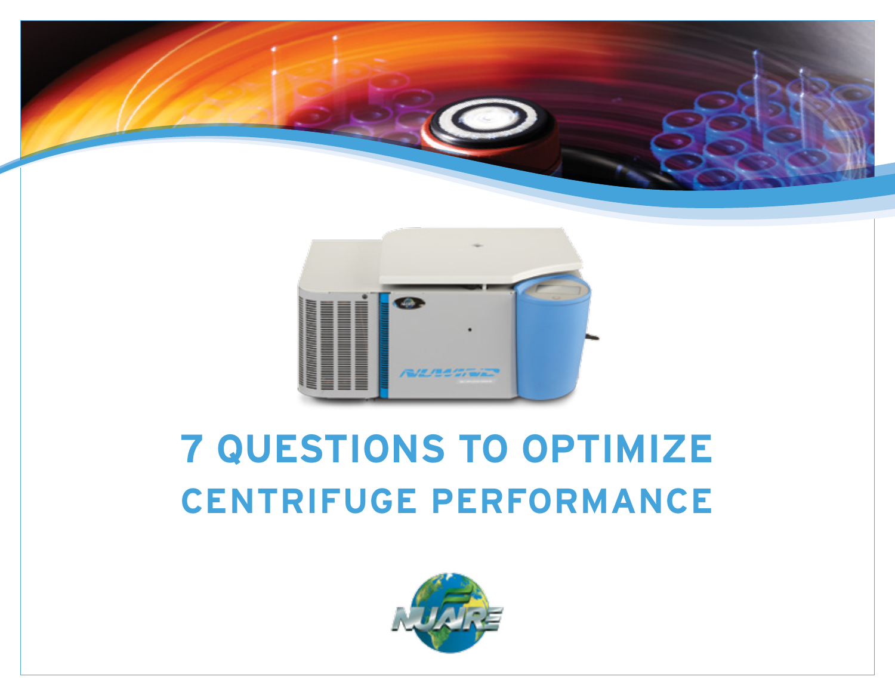# 7 QUESTIONS TO OPTIMIZE CENTRIFUGE PERFORMANCE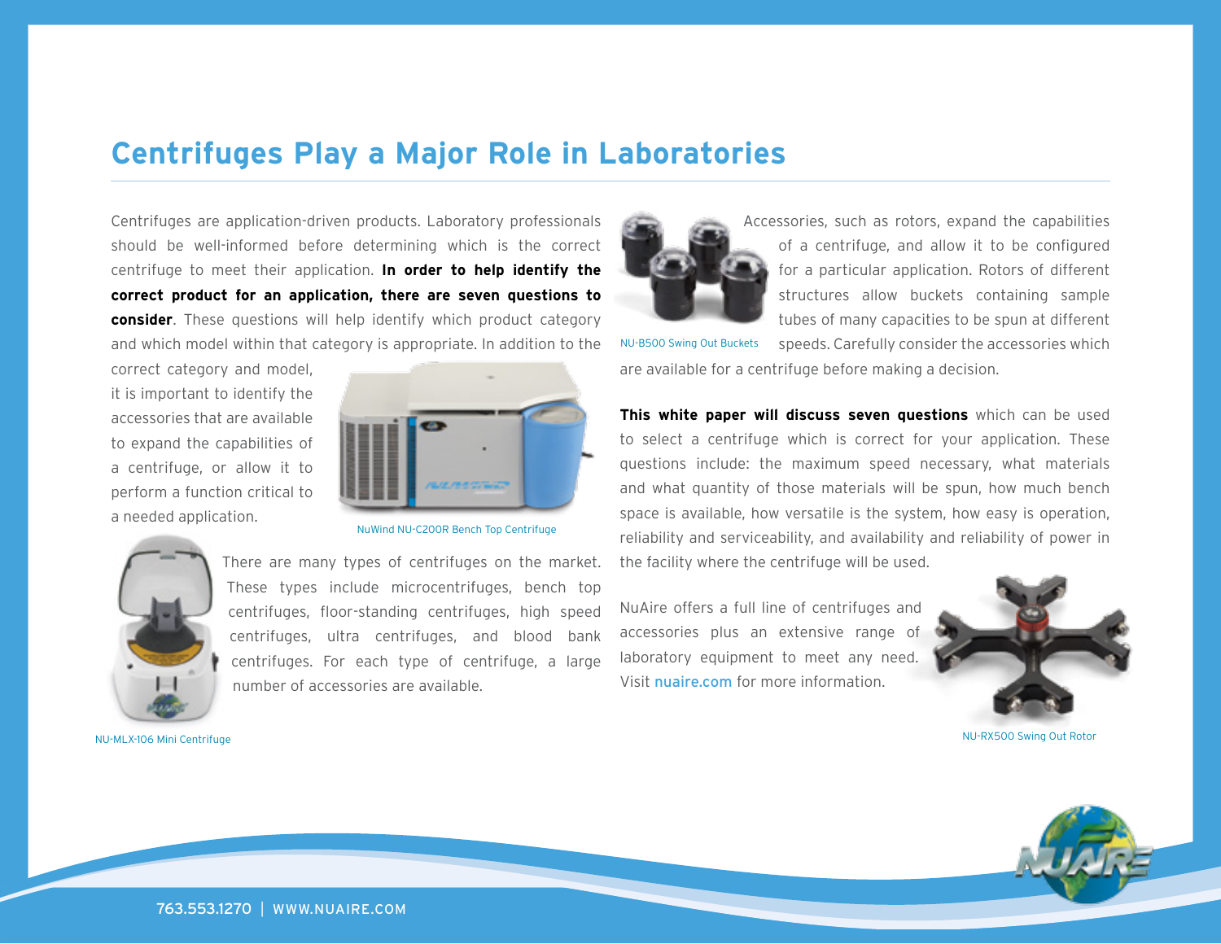# Centrifuges Play a Major Role in Laboratories

Centrifuges are application-driven products. Laboratory professionals should be well-informed before determining which is the correct centrifuge to meet their application. **In order to help identify the correct product for an application, there are seven questions to consider**. These questions will help identify which product category and which model within that category is appropriate. In addition to the correct category and model, it is important to identify the accessories that are available to expand the capabilities of a centrifuge, or allow it to perform a function critical to a needed application.

NuWind NU-C200R Bench Top Centrifuge

There are many types of centrifuges on the market. These types include microcentrifuges, bench top centrifuges, floor-standing centrifuges, high speed centrifuges, ultra centrifuges, and blood bank centrifuges. For each type of centrifuge, a large number of accessories are available.

NU-MLX-106 Mini Centrifuge

NU-B500 Swing Out Buckets

Accessories, such as rotors, expand the capabilities of a centrifuge, and allow it to be configured for a particular application. Rotors of different structures allow buckets containing sample tubes of many capacities to be spun at different speeds. Carefully consider the accessories which are available for a centrifuge before making a decision.

**This white paper will discuss seven questions** which can be used to select a centrifuge which is correct for your application. These questions include: the maximum speed necessary, what materials and what quantity of those materials will be spun, how much bench space is available, how versatile is the system, how easy is operation, reliability and serviceability, and availability and reliability of power in the facility where the centrifuge will be used.

NuAire offers a full line of centrifuges and accessories plus an extensive range of laboratory equipment to meet any need. Visit nuaire.com for more information.

NU-RX500 Swing Out Rotor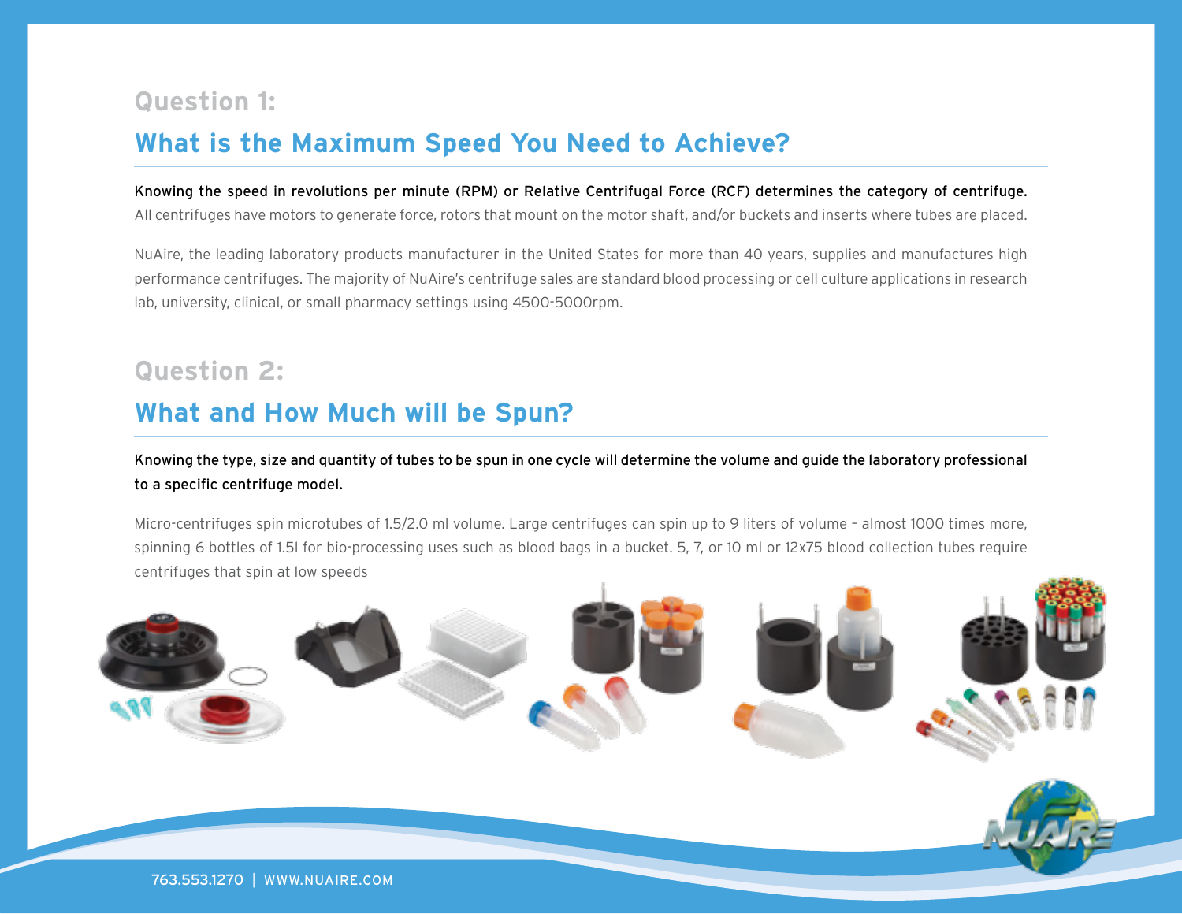## Question 1:

## What is the Maximum Speed You Need to Achieve?

**Knowing the speed in revolutions per minute (RPM) or Relative Centrifugal Force (RCF) determines the category of centrifuge.** All centrifuges have motors to generate force, rotors that mount on the motor shaft, and/or buckets and inserts where tubes are placed.

NuAire, the leading laboratory products manufacturer in the United States for more than 40 years, supplies and manufactures high performance centrifuges. The majority of NuAire's centrifuge sales are standard blood processing or cell culture applications in research lab, university, clinical, or small pharmacy settings using 4500-5000rpm.

## Question 2:

## What and How Much will be Spun?

**Knowing the type, size and quantity of tubes to be spun in one cycle will determine the volume and guide the laboratory professional to a specific centrifuge model.**

Micro-centrifuges spin microtubes of 1.5/2.0 ml volume. Large centrifuges can spin up to 9 liters of volume – almost 1000 times more, spinning 6 bottles of 1.5l for bio-processing uses such as blood bags in a bucket. 5, 7, or 10 ml or 12x75 blood collection tubes require centrifuges that spin at low speeds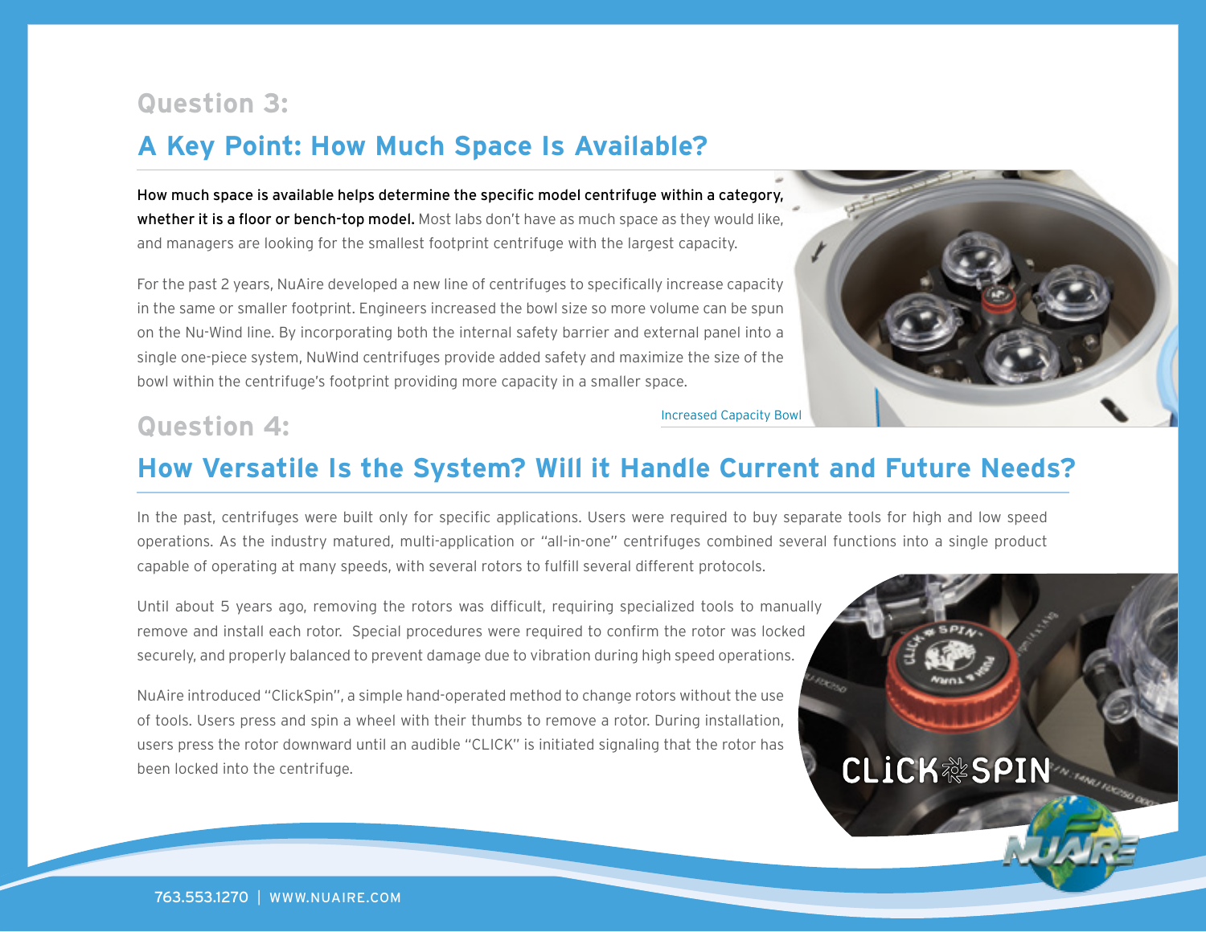## Question 3:

## A Key Point: How Much Space Is Available?

**How much space is available helps determine the specific model centrifuge within a category, whether it is a floor or bench-top model.** Most labs don't have as much space as they would like, and managers are looking for the smallest footprint centrifuge with the largest capacity.

For the past 2 years, NuAire developed a new line of centrifuges to specifically increase capacity in the same or smaller footprint. Engineers increased the bowl size so more volume can be spun on the Nu-Wind line. By incorporating both the internal safety barrier and external panel into a single one-piece system, NuWind centrifuges provide added safety and maximize the size of the bowl within the centrifuge's footprint providing more capacity in a smaller space.

Increased Capacity Bowl

## Question 4:

## How Versatile Is the System? Will it Handle Current and Future Needs?

In the past, centrifuges were built only for specific applications. Users were required to buy separate tools for high and low speed operations. As the industry matured, multi-application or "all-in-one" centrifuges combined several functions into a single product capable of operating at many speeds, with several rotors to fulfill several different protocols.

Until about 5 years ago, removing the rotors was difficult, requiring specialized tools to manually remove and install each rotor. Special procedures were required to confirm the rotor was locked securely, and properly balanced to prevent damage due to vibration during high speed operations.

NuAire introduced "ClickSpin", a simple hand-operated method to change rotors without the use of tools. Users press and spin a wheel with their thumbs to remove a rotor. During installation, users press the rotor downward until an audible "CLICK" is initiated signaling that the rotor has been locked into the centrifuge.

763.553.1270 | WWW.NUAIRE.COM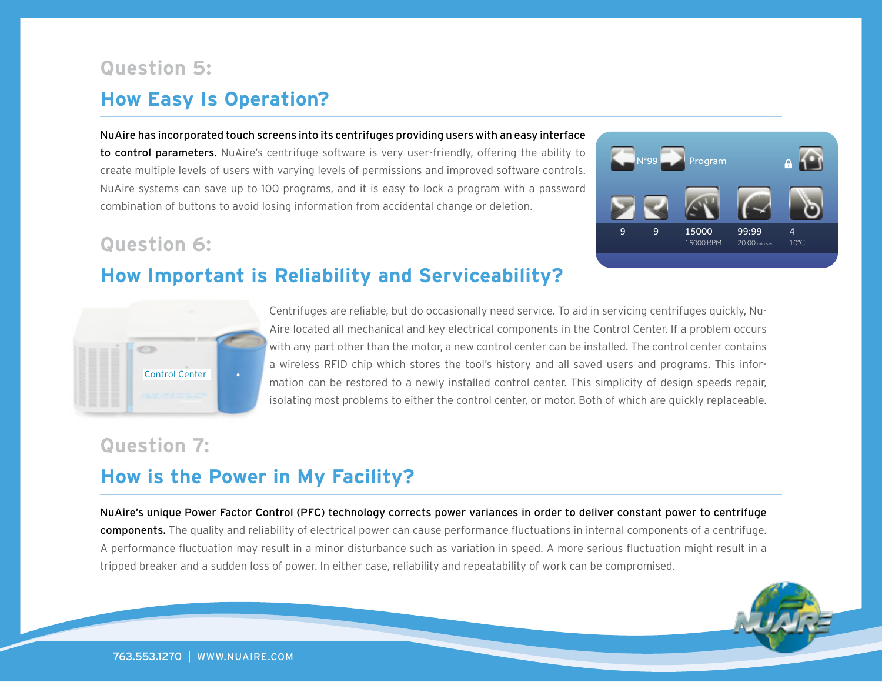## Question 5:

## How Easy Is Operation?

**NuAire has incorporated touch screens into its centrifuges providing users with an easy interface to control parameters.** NuAire's centrifuge software is very user-friendly, offering the ability to create multiple levels of users with varying levels of permissions and improved software controls. NuAire systems can save up to 100 programs, and it is easy to lock a program with a password combination of buttons to avoid losing information from accidental change or deletion.

## Question 6:

## How Important is Reliability and Serviceability?

Centrifuges are reliable, but do occasionally need service. To aid in servicing centrifuges quickly, NuAire located all mechanical and key electrical components in the Control Center. If a problem occurs with any part other than the motor, a new control center can be installed. The control center contains a wireless RFID chip which stores the tool's history and all saved users and programs. This information can be restored to a newly installed control center. This simplicity of design speeds repair, isolating most problems to either the control center, or motor. Both of which are quickly replaceable.

## Question 7:

## How is the Power in My Facility?

**NuAire's unique Power Factor Control (PFC) technology corrects power variances in order to deliver constant power to centrifuge components.** The quality and reliability of electrical power can cause performance fluctuations in internal components of a centrifuge. A performance fluctuation may result in a minor disturbance such as variation in speed. A more serious fluctuation might result in a tripped breaker and a sudden loss of power. In either case, reliability and repeatability of work can be compromised.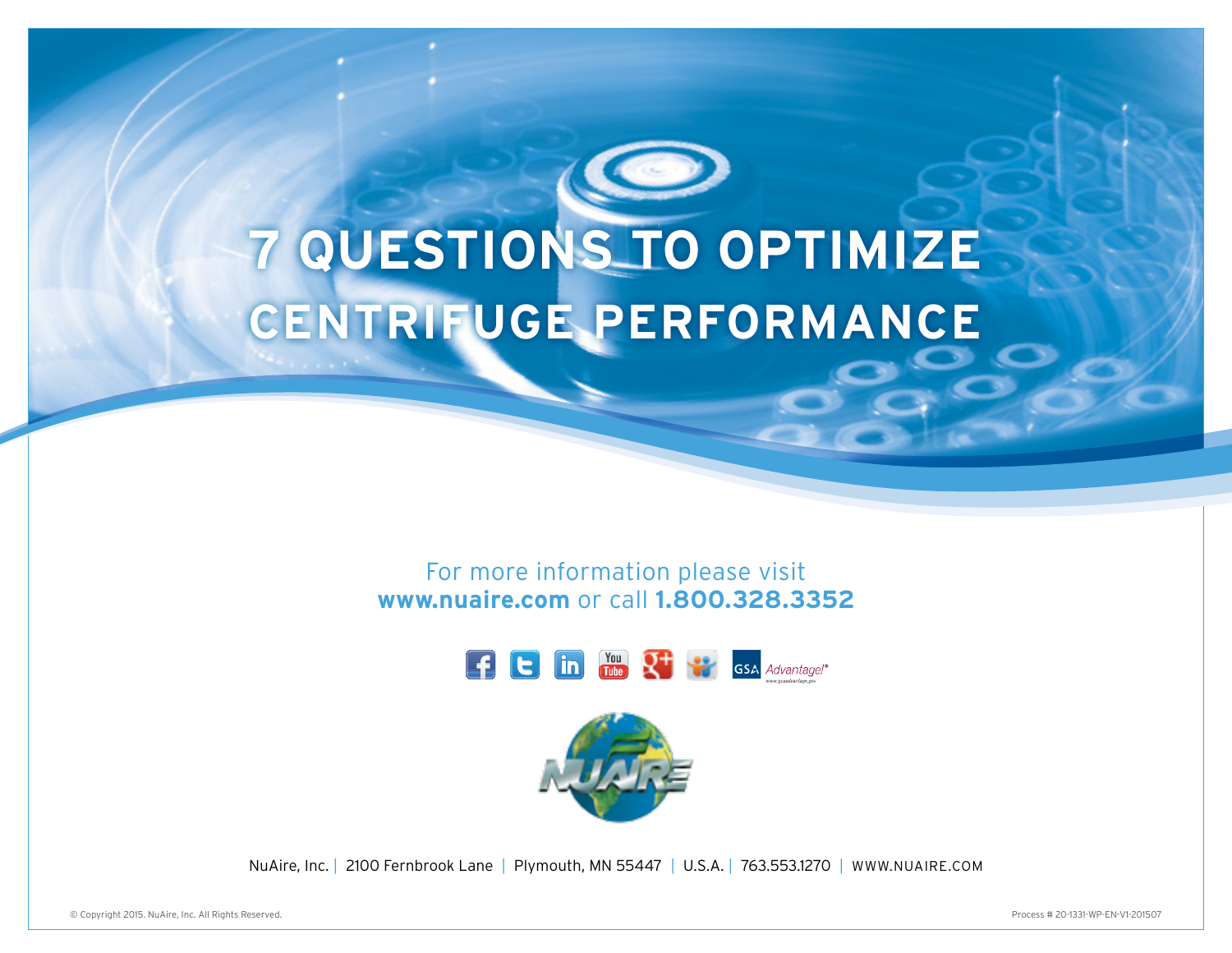# 7 QUESTIONS TO OPTIMIZE CENTRIFUGE PERFORMANCE

For more information please visit
**www.nuaire.com** or call **1.800.328.3352**

GSA Advantage!®

NuAire, Inc. | 2100 Fernbrook Lane | Plymouth, MN 55447 | U.S.A. | 763.553.1270 | WWW.NUAIRE.COM

© Copyright 2015. NuAire, Inc. All Rights Reserved.

Process # 20-1331-WP-EN-V1-201507